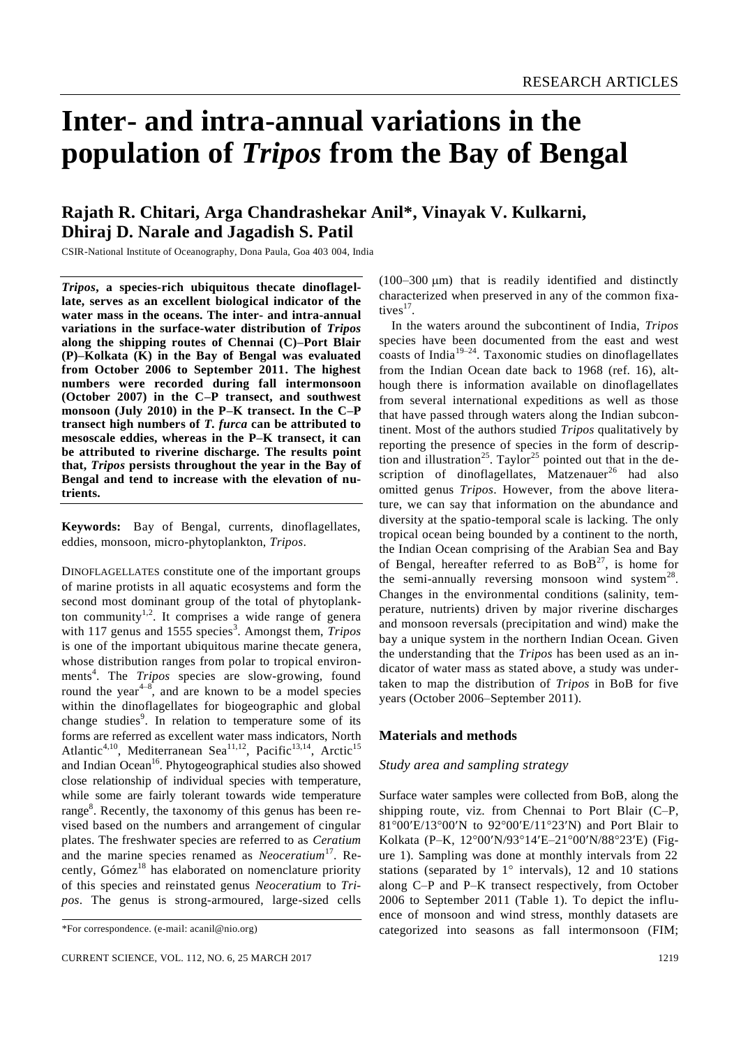# Inter- and intra-annual variations in the population of *Tripos* from the Bay of Bengal

## Rajath R. Chitari, Arga Chandrashekar Anil\*, Vinayak V. Kulkarni, Dhiraj D. Narale and Jagadish S. Patil

CSIR-National Institute of Oceanography, Dona Paula, Goa 403 004, India

***Tripos*, a species-rich ubiquitous thecate dinoflagellate, serves as an excellent biological indicator of the water mass in the oceans. The inter- and intra-annual variations in the surface-water distribution of *Tripos* along the shipping routes of Chennai (C)–Port Blair (P)–Kolkata (K) in the Bay of Bengal was evaluated from October 2006 to September 2011. The highest numbers were recorded during fall intermonsoon (October 2007) in the C–P transect, and southwest monsoon (July 2010) in the P–K transect. In the C–P transect high numbers of *T. furca* can be attributed to mesoscale eddies, whereas in the P–K transect, it can be attributed to riverine discharge. The results point that, *Tripos* persists throughout the year in the Bay of Bengal and tend to increase with the elevation of nutrients.**

**Keywords:** Bay of Bengal, currents, dinoflagellates, eddies, monsoon, micro-phytoplankton, *Tripos*.

DINOFLAGELLATES constitute one of the important groups of marine protists in all aquatic ecosystems and form the second most dominant group of the total of phytoplankton community[1,2]. It comprises a wide range of genera with 117 genus and 1555 species[3]. Amongst them, *Tripos* is one of the important ubiquitous marine thecate genera, whose distribution ranges from polar to tropical environments[4]. The *Tripos* species are slow-growing, found round the year[4–8], and are known to be a model species within the dinoflagellates for biogeographic and global change studies[9]. In relation to temperature some of its forms are referred as excellent water mass indicators, North Atlantic[4,10], Mediterranean Sea[11,12], Pacific[13,14], Arctic[15] and Indian Ocean[16]. Phytogeographical studies also showed close relationship of individual species with temperature, while some are fairly tolerant towards wide temperature range[8]. Recently, the taxonomy of this genus has been revised based on the numbers and arrangement of cingular plates. The freshwater species are referred to as *Ceratium* and the marine species renamed as *Neoceratium*[17]. Recently, Gómez[18] has elaborated on nomenclature priority of this species and reinstated genus *Neoceratium* to *Tripos*. The genus is strong-armoured, large-sized cells (100–300 μm) that is readily identified and distinctly characterized when preserved in any of the common fixatives[17].

In the waters around the subcontinent of India, *Tripos* species have been documented from the east and west coasts of India[19–24]. Taxonomic studies on dinoflagellates from the Indian Ocean date back to 1968 (ref. 16), although there is information available on dinoflagellates from several international expeditions as well as those that have passed through waters along the Indian subcontinent. Most of the authors studied *Tripos* qualitatively by reporting the presence of species in the form of description and illustration[25]. Taylor[25] pointed out that in the description of dinoflagellates, Matzenauer[26] had also omitted genus *Tripos*. However, from the above literature, we can say that information on the abundance and diversity at the spatio-temporal scale is lacking. The only tropical ocean being bounded by a continent to the north, the Indian Ocean comprising of the Arabian Sea and Bay of Bengal, hereafter referred to as BoB[27], is home for the semi-annually reversing monsoon wind system[28]. Changes in the environmental conditions (salinity, temperature, nutrients) driven by major riverine discharges and monsoon reversals (precipitation and wind) make the bay a unique system in the northern Indian Ocean. Given the understanding that the *Tripos* has been used as an indicator of water mass as stated above, a study was undertaken to map the distribution of *Tripos* in BoB for five years (October 2006–September 2011).

## Materials and methods

### *Study area and sampling strategy*

Surface water samples were collected from BoB, along the shipping route, viz. from Chennai to Port Blair (C–P, 81°00′E/13°00′N to 92°00′E/11°23′N) and Port Blair to Kolkata (P–K, 12°00′N/93°14′E–21°00′N/88°23′E) (Figure 1). Sampling was done at monthly intervals from 22 stations (separated by 1° intervals), 12 and 10 stations along C–P and P–K transect respectively, from October 2006 to September 2011 (Table 1). To depict the influence of monsoon and wind stress, monthly datasets are categorized into seasons as fall intermonsoon (FIM;

\*For correspondence. (e-mail: acanil@nio.org)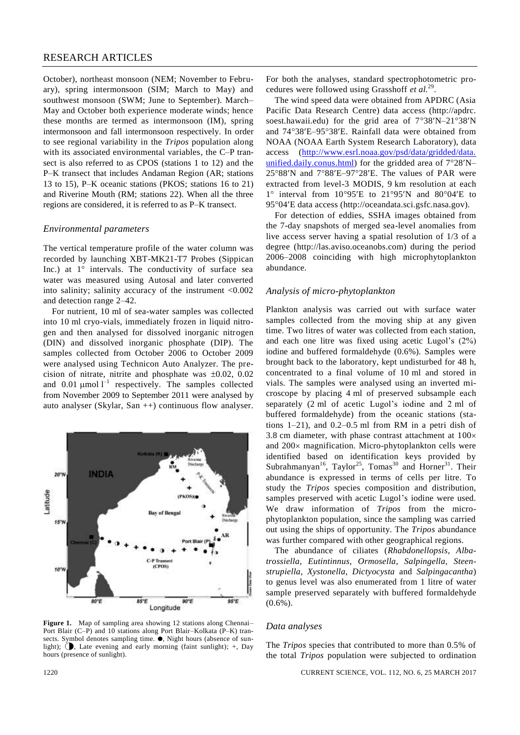October), northeast monsoon (NEM; November to February), spring intermonsoon (SIM; March to May) and southwest monsoon (SWM; June to September). March–May and October both experience moderate winds; hence these months are termed as intermonsoon (IM), spring intermonsoon and fall intermonsoon respectively. In order to see regional variability in the *Tripos* population along with its associated environmental variables, the C–P transect is also referred to as CPOS (stations 1 to 12) and the P–K transect that includes Andaman Region (AR; stations 13 to 15), P–K oceanic stations (PKOS; stations 16 to 21) and Riverine Mouth (RM; stations 22). When all the three regions are considered, it is referred to as P–K transect.

### *Environmental parameters*

The vertical temperature profile of the water column was recorded by launching XBT-MK21-T7 Probes (Sippican Inc.) at 1° intervals. The conductivity of surface sea water was measured using Autosal and later converted into salinity; salinity accuracy of the instrument <0.002 and detection range 2–42.

For nutrient, 10 ml of sea-water samples was collected into 10 ml cryo-vials, immediately frozen in liquid nitrogen and then analysed for dissolved inorganic nitrogen (DIN) and dissolved inorganic phosphate (DIP). The samples collected from October 2006 to October 2009 were analysed using Technicon Auto Analyzer. The precision of nitrate, nitrite and phosphate was ±0.02, 0.02 and 0.01 $\mu$mol $l^{-1}$ respectively. The samples collected from November 2009 to September 2011 were analysed by auto analyser (Skylar, San ++) continuous flow analyser.

**Figure 1.** Map of sampling area showing 12 stations along Chennai–Port Blair (C–P) and 10 stations along Port Blair–Kolkata (P–K) transects. Symbol denotes sampling time. ●, Night hours (absence of sunlight); ◑, Late evening and early morning (faint sunlight); +, Day hours (presence of sunlight).

For both the analyses, standard spectrophotometric procedures were followed using Grasshoff *et al.*[29].

The wind speed data were obtained from APDRC (Asia Pacific Data Research Centre) data access (http://apdrc.soest.hawaii.edu) for the grid area of 7°38′N–21°38′N and 74°38′E–95°38′E. Rainfall data were obtained from NOAA (NOAA Earth System Research Laboratory), data access (http://www.esrl.noaa.gov/psd/data/gridded/data.unified.daily.conus.html) for the gridded area of 7°28′N–25°88′N and 7°88′E–97°28′E. The values of PAR were extracted from level-3 MODIS, 9 km resolution at each 1° interval from 10°95′E to 21°95′N and 80°04′E to 95°04′E data access (http://oceandata.sci.gsfc.nasa.gov).

For detection of eddies, SSHA images obtained from the 7-day snapshots of merged sea-level anomalies from live access server having a spatial resolution of 1/3 of a degree (http://las.aviso.oceanobs.com) during the period 2006–2008 coinciding with high microphytoplankton abundance.

### *Analysis of micro-phytoplankton*

Plankton analysis was carried out with surface water samples collected from the moving ship at any given time. Two litres of water was collected from each station, and each one litre was fixed using acetic Lugol's (2%) iodine and buffered formaldehyde (0.6%). Samples were brought back to the laboratory, kept undisturbed for 48 h, concentrated to a final volume of 10 ml and stored in vials. The samples were analysed using an inverted microscope by placing 4 ml of preserved subsample each separately (2 ml of acetic Lugol's iodine and 2 ml of buffered formaldehyde) from the oceanic stations (stations 1–21), and 0.2–0.5 ml from RM in a petri dish of 3.8 cm diameter, with phase contrast attachment at 100× and 200× magnification. Micro-phytoplankton cells were identified based on identification keys provided by Subrahmanyan[16], Taylor[25], Tomas[30] and Horner[31]. Their abundance is expressed in terms of cells per litre. To study the *Tripos* species composition and distribution, samples preserved with acetic Lugol's iodine were used. We draw information of *Tripos* from the micro-phytoplankton population, since the sampling was carried out using the ships of opportunity. The *Tripos* abundance was further compared with other geographical regions.

The abundance of ciliates (*Rhabdonellopsis*, *Albatrossiella*, *Eutintinnus*, *Ormosella*, *Salpingella*, *Steenstrupiella*, *Xystonella*, *Dictyocysta* and *Salpingacantha*) to genus level was also enumerated from 1 litre of water sample preserved separately with buffered formaldehyde (0.6%).

### *Data analyses*

The *Tripos* species that contributed to more than 0.5% of the total *Tripos* population were subjected to ordination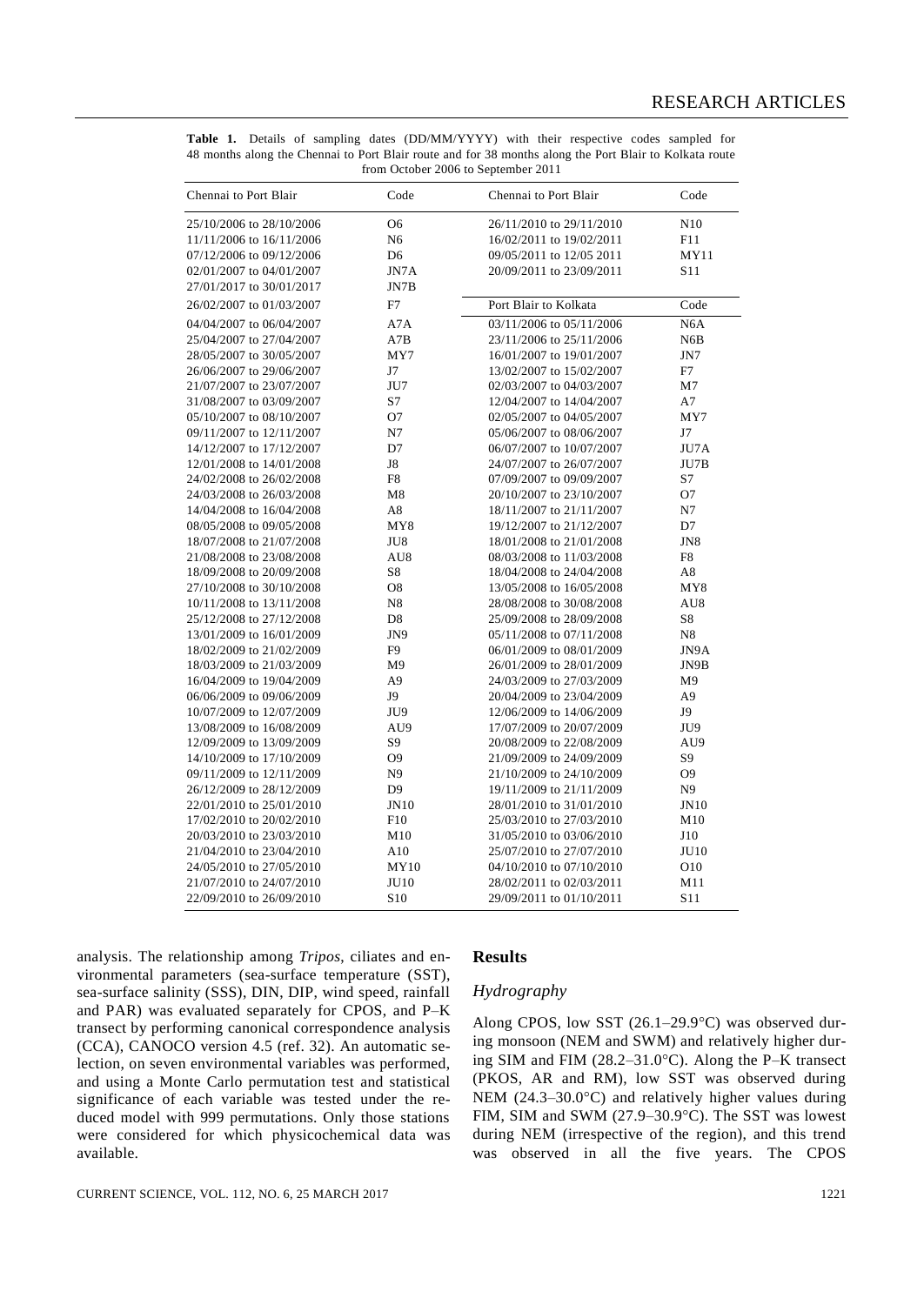**Table 1.** Details of sampling dates (DD/MM/YYYY) with their respective codes sampled for 48 months along the Chennai to Port Blair route and for 38 months along the Port Blair to Kolkata route from October 2006 to September 2011

| Chennai to Port Blair | Code | Chennai to Port Blair | Code |
|---|---|---|---|
| 25/10/2006 to 28/10/2006 | O6 | 26/11/2010 to 29/11/2010 | N10 |
| 11/11/2006 to 16/11/2006 | N6 | 16/02/2011 to 19/02/2011 | F11 |
| 07/12/2006 to 09/12/2006 | D6 | 09/05/2011 to 12/05 2011 | MY11 |
| 02/01/2007 to 04/01/2007 | JN7A | 20/09/2011 to 23/09/2011 | S11 |
| 27/01/2017 to 30/01/2017 | JN7B | | |
| 26/02/2007 to 01/03/2007 | F7 | **Port Blair to Kolkata** | **Code** |
| 04/04/2007 to 06/04/2007 | A7A | 03/11/2006 to 05/11/2006 | N6A |
| 25/04/2007 to 27/04/2007 | A7B | 23/11/2006 to 25/11/2006 | N6B |
| 28/05/2007 to 30/05/2007 | MY7 | 16/01/2007 to 19/01/2007 | JN7 |
| 26/06/2007 to 29/06/2007 | J7 | 13/02/2007 to 15/02/2007 | F7 |
| 21/07/2007 to 23/07/2007 | JU7 | 02/03/2007 to 04/03/2007 | M7 |
| 31/08/2007 to 03/09/2007 | S7 | 12/04/2007 to 14/04/2007 | A7 |
| 05/10/2007 to 08/10/2007 | O7 | 02/05/2007 to 04/05/2007 | MY7 |
| 09/11/2007 to 12/11/2007 | N7 | 05/06/2007 to 08/06/2007 | J7 |
| 14/12/2007 to 17/12/2007 | D7 | 06/07/2007 to 10/07/2007 | JU7A |
| 12/01/2008 to 14/01/2008 | J8 | 24/07/2007 to 26/07/2007 | JU7B |
| 24/02/2008 to 26/02/2008 | F8 | 07/09/2007 to 09/09/2007 | S7 |
| 24/03/2008 to 26/03/2008 | M8 | 20/10/2007 to 23/10/2007 | O7 |
| 14/04/2008 to 16/04/2008 | A8 | 18/11/2007 to 21/11/2007 | N7 |
| 08/05/2008 to 09/05/2008 | MY8 | 19/12/2007 to 21/12/2007 | D7 |
| 18/07/2008 to 21/07/2008 | JU8 | 18/01/2008 to 21/01/2008 | JN8 |
| 21/08/2008 to 23/08/2008 | AU8 | 08/03/2008 to 11/03/2008 | F8 |
| 18/09/2008 to 20/09/2008 | S8 | 18/04/2008 to 24/04/2008 | A8 |
| 27/10/2008 to 30/10/2008 | O8 | 13/05/2008 to 16/05/2008 | MY8 |
| 10/11/2008 to 13/11/2008 | N8 | 28/08/2008 to 30/08/2008 | AU8 |
| 25/12/2008 to 27/12/2008 | D8 | 25/09/2008 to 28/09/2008 | S8 |
| 13/01/2009 to 16/01/2009 | JN9 | 05/11/2008 to 07/11/2008 | N8 |
| 18/02/2009 to 21/02/2009 | F9 | 06/01/2009 to 08/01/2009 | JN9A |
| 18/03/2009 to 21/03/2009 | M9 | 26/01/2009 to 28/01/2009 | JN9B |
| 16/04/2009 to 19/04/2009 | A9 | 24/03/2009 to 27/03/2009 | M9 |
| 06/06/2009 to 09/06/2009 | J9 | 20/04/2009 to 23/04/2009 | A9 |
| 10/07/2009 to 12/07/2009 | JU9 | 12/06/2009 to 14/06/2009 | J9 |
| 13/08/2009 to 16/08/2009 | AU9 | 17/07/2009 to 20/07/2009 | JU9 |
| 12/09/2009 to 13/09/2009 | S9 | 20/08/2009 to 22/08/2009 | AU9 |
| 14/10/2009 to 17/10/2009 | O9 | 21/09/2009 to 24/09/2009 | S9 |
| 09/11/2009 to 12/11/2009 | N9 | 21/10/2009 to 24/10/2009 | O9 |
| 26/12/2009 to 28/12/2009 | D9 | 19/11/2009 to 21/11/2009 | N9 |
| 22/01/2010 to 25/01/2010 | JN10 | 28/01/2010 to 31/01/2010 | JN10 |
| 17/02/2010 to 20/02/2010 | F10 | 25/03/2010 to 27/03/2010 | M10 |
| 20/03/2010 to 23/03/2010 | M10 | 31/05/2010 to 03/06/2010 | J10 |
| 21/04/2010 to 23/04/2010 | A10 | 25/07/2010 to 27/07/2010 | JU10 |
| 24/05/2010 to 27/05/2010 | MY10 | 04/10/2010 to 07/10/2010 | O10 |
| 21/07/2010 to 24/07/2010 | JU10 | 28/02/2011 to 02/03/2011 | M11 |
| 22/09/2010 to 26/09/2010 | S10 | 29/09/2011 to 01/10/2011 | S11 |

analysis. The relationship among *Tripos*, ciliates and environmental parameters (sea-surface temperature (SST), sea-surface salinity (SSS), DIN, DIP, wind speed, rainfall and PAR) was evaluated separately for CPOS, and P–K transect by performing canonical correspondence analysis (CCA), CANOCO version 4.5 (ref. 32). An automatic selection, on seven environmental variables was performed, and using a Monte Carlo permutation test and statistical significance of each variable was tested under the reduced model with 999 permutations. Only those stations were considered for which physicochemical data was available.

## Results

### Hydrography

Along CPOS, low SST (26.1–29.9°C) was observed during monsoon (NEM and SWM) and relatively higher during SIM and FIM (28.2–31.0°C). Along the P–K transect (PKOS, AR and RM), low SST was observed during NEM (24.3–30.0°C) and relatively higher values during FIM, SIM and SWM (27.9–30.9°C). The SST was lowest during NEM (irrespective of the region), and this trend was observed in all the five years. The CPOS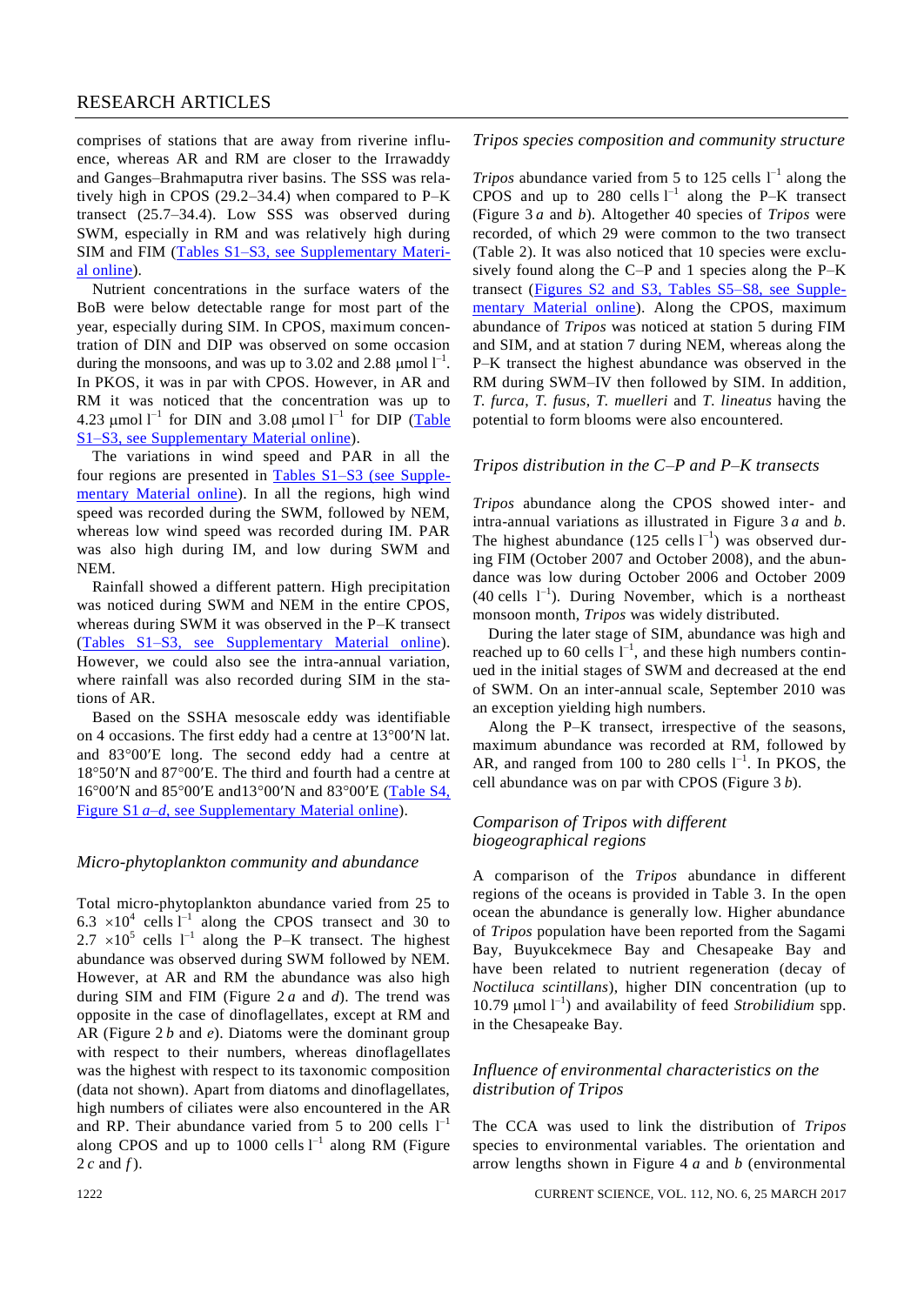comprises of stations that are away from riverine influence, whereas AR and RM are closer to the Irrawaddy and Ganges–Brahmaputra river basins. The SSS was relatively high in CPOS (29.2–34.4) when compared to P–K transect (25.7–34.4). Low SSS was observed during SWM, especially in RM and was relatively high during SIM and FIM (Tables S1–S3, see Supplementary Material online).

Nutrient concentrations in the surface waters of the BoB were below detectable range for most part of the year, especially during SIM. In CPOS, maximum concentration of DIN and DIP was observed on some occasion during the monsoons, and was up to 3.02 and 2.88 μmol $l^{-1}$. In PKOS, it was in par with CPOS. However, in AR and RM it was noticed that the concentration was up to 4.23 μmol $l^{-1}$ for DIN and 3.08 μmol $l^{-1}$ for DIP (Table S1–S3, see Supplementary Material online).

The variations in wind speed and PAR in all the four regions are presented in Tables S1–S3 (see Supplementary Material online). In all the regions, high wind speed was recorded during the SWM, followed by NEM, whereas low wind speed was recorded during IM. PAR was also high during IM, and low during SWM and NEM.

Rainfall showed a different pattern. High precipitation was noticed during SWM and NEM in the entire CPOS, whereas during SWM it was observed in the P–K transect (Tables S1–S3, see Supplementary Material online). However, we could also see the intra-annual variation, where rainfall was also recorded during SIM in the stations of AR.

Based on the SSHA mesoscale eddy was identifiable on 4 occasions. The first eddy had a centre at 13°00′N lat. and 83°00′E long. The second eddy had a centre at 18°50′N and 87°00′E. The third and fourth had a centre at 16°00′N and 85°00′E and13°00′N and 83°00′E (Table S4, Figure S1 *a–d*, see Supplementary Material online).

### *Micro-phytoplankton community and abundance*

Total micro-phytoplankton abundance varied from 25 to $6.3 \times 10^4$ cells $l^{-1}$ along the CPOS transect and 30 to $2.7 \times 10^5$ cells $l^{-1}$ along the P–K transect. The highest abundance was observed during SWM followed by NEM. However, at AR and RM the abundance was also high during SIM and FIM (Figure 2 *a* and *d*). The trend was opposite in the case of dinoflagellates, except at RM and AR (Figure 2 *b* and *e*). Diatoms were the dominant group with respect to their numbers, whereas dinoflagellates was the highest with respect to its taxonomic composition (data not shown). Apart from diatoms and dinoflagellates, high numbers of ciliates were also encountered in the AR and RP. Their abundance varied from 5 to 200 cells $l^{-1}$ along CPOS and up to 1000 cells $l^{-1}$ along RM (Figure 2 *c* and *f*).

### *Tripos species composition and community structure*

*Tripos* abundance varied from 5 to 125 cells $l^{-1}$ along the CPOS and up to 280 cells $l^{-1}$ along the P–K transect (Figure 3 *a* and *b*). Altogether 40 species of *Tripos* were recorded, of which 29 were common to the two transect (Table 2). It was also noticed that 10 species were exclusively found along the C–P and 1 species along the P–K transect (Figures S2 and S3, Tables S5–S8, see Supplementary Material online). Along the CPOS, maximum abundance of *Tripos* was noticed at station 5 during FIM and SIM, and at station 7 during NEM, whereas along the P–K transect the highest abundance was observed in the RM during SWM–IV then followed by SIM. In addition, *T. furca*, *T. fusus*, *T. muelleri* and *T. lineatus* having the potential to form blooms were also encountered.

### *Tripos distribution in the C–P and P–K transects*

*Tripos* abundance along the CPOS showed inter- and intra-annual variations as illustrated in Figure 3 *a* and *b*. The highest abundance (125 cells $l^{-1}$) was observed during FIM (October 2007 and October 2008), and the abundance was low during October 2006 and October 2009 (40 cells $l^{-1}$). During November, which is a northeast monsoon month, *Tripos* was widely distributed.

During the later stage of SIM, abundance was high and reached up to 60 cells $l^{-1}$, and these high numbers continued in the initial stages of SWM and decreased at the end of SWM. On an inter-annual scale, September 2010 was an exception yielding high numbers.

Along the P–K transect, irrespective of the seasons, maximum abundance was recorded at RM, followed by AR, and ranged from 100 to 280 cells $l^{-1}$. In PKOS, the cell abundance was on par with CPOS (Figure 3 *b*).

### *Comparison of Tripos with different biogeographical regions*

A comparison of the *Tripos* abundance in different regions of the oceans is provided in Table 3. In the open ocean the abundance is generally low. Higher abundance of *Tripos* population have been reported from the Sagami Bay, Buyukcekmece Bay and Chesapeake Bay and have been related to nutrient regeneration (decay of *Noctiluca scintillans*), higher DIN concentration (up to 10.79 μmol $l^{-1}$) and availability of feed *Strobilidium* spp. in the Chesapeake Bay.

### *Influence of environmental characteristics on the distribution of Tripos*

The CCA was used to link the distribution of *Tripos* species to environmental variables. The orientation and arrow lengths shown in Figure 4 *a* and *b* (environmental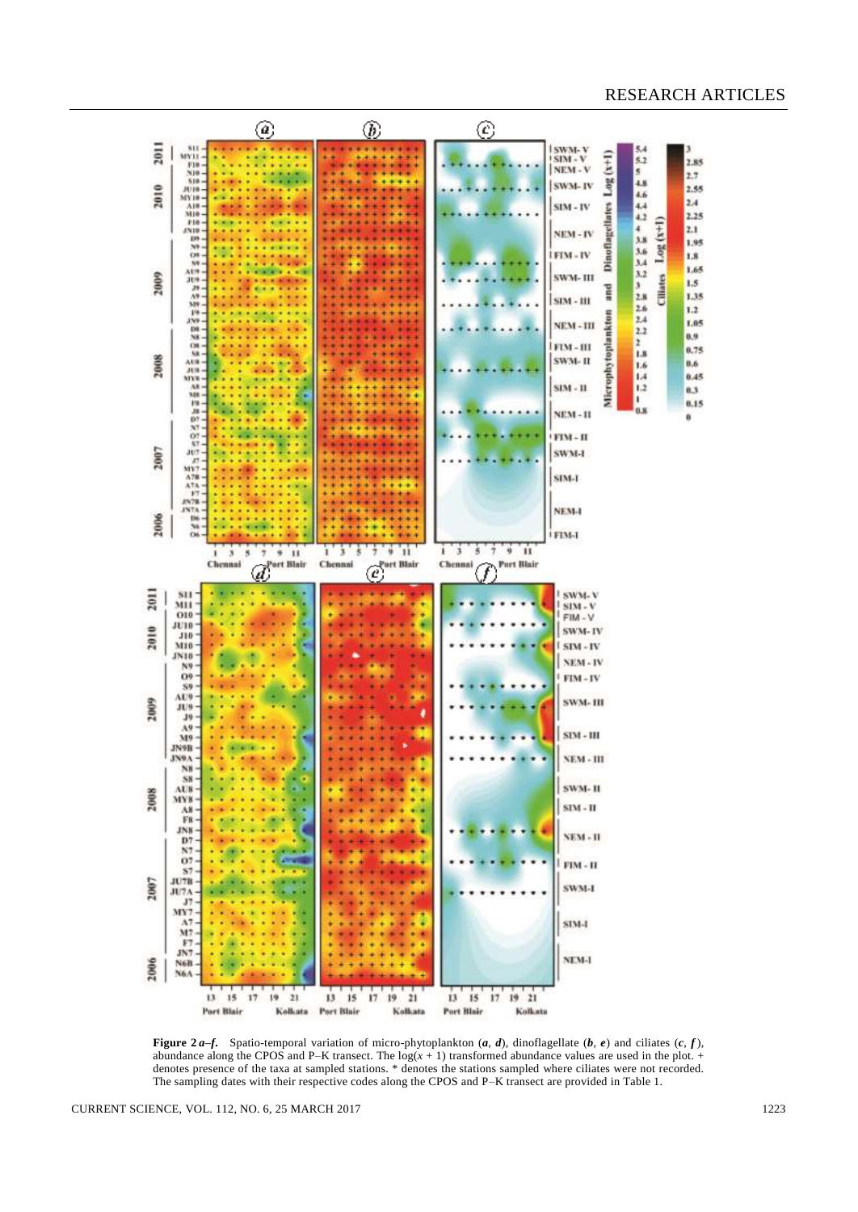**Figure 2 *a*–*f*.** Spatio-temporal variation of micro-phytoplankton (*a*, *d*), dinoflagellate (*b*, *e*) and ciliates (*c*, *f*), abundance along the CPOS and P–K transect. The log($x$ + 1) transformed abundance values are used in the plot. + denotes presence of the taxa at sampled stations. * denotes the stations sampled where ciliates were not recorded. The sampling dates with their respective codes along the CPOS and P–K transect are provided in Table 1.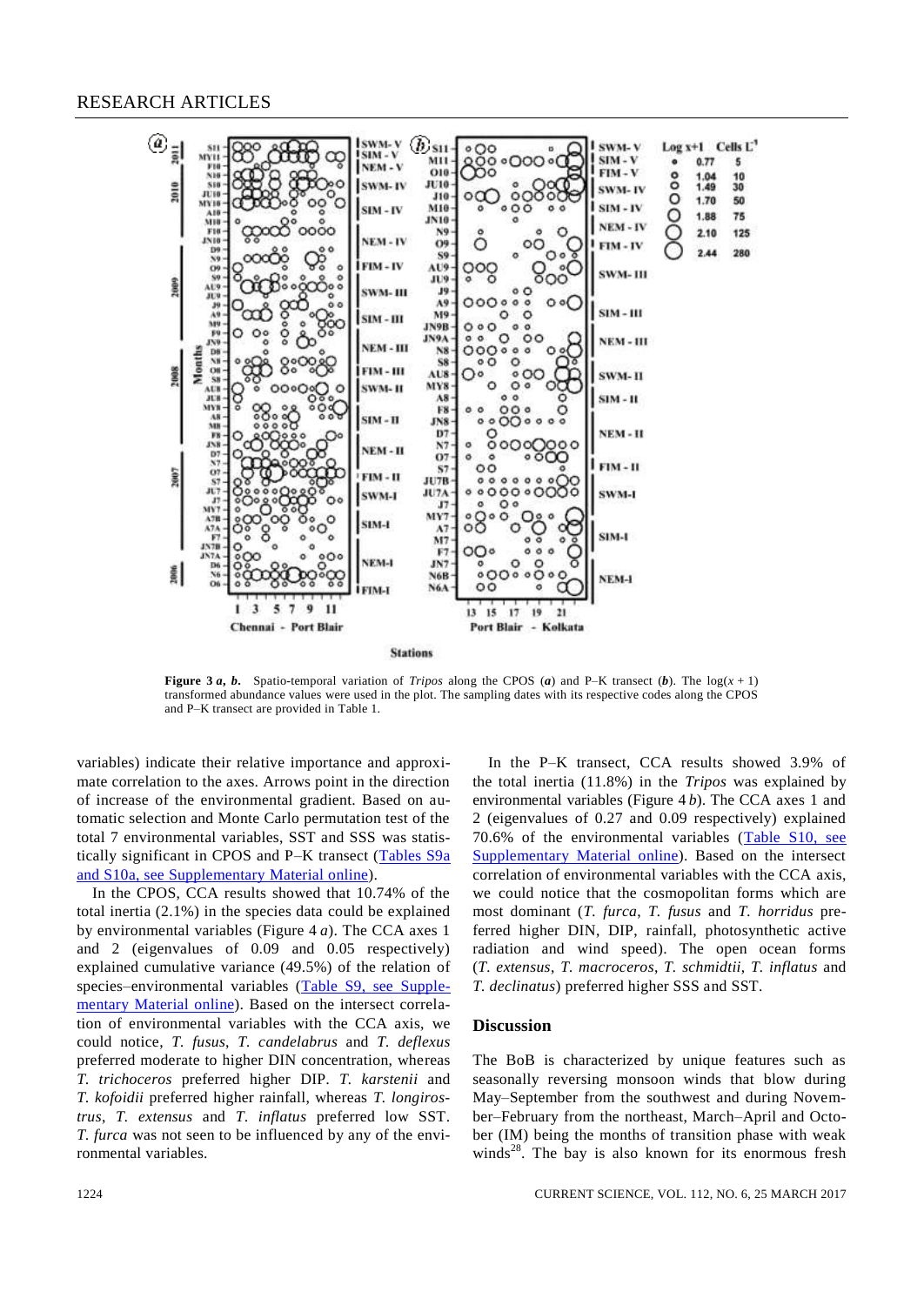**Figure 3 *a*, *b*.** Spatio-temporal variation of *Tripos* along the CPOS (***a***) and P–K transect (***b***). The log($x$ + 1) transformed abundance values were used in the plot. The sampling dates with its respective codes along the CPOS and P–K transect are provided in Table 1.

variables) indicate their relative importance and approximate correlation to the axes. Arrows point in the direction of increase of the environmental gradient. Based on automatic selection and Monte Carlo permutation test of the total 7 environmental variables, SST and SSS was statistically significant in CPOS and P–K transect (Tables S9a and S10a, see Supplementary Material online).

In the CPOS, CCA results showed that 10.74% of the total inertia (2.1%) in the species data could be explained by environmental variables (Figure 4 *a*). The CCA axes 1 and 2 (eigenvalues of 0.09 and 0.05 respectively) explained cumulative variance (49.5%) of the relation of species–environmental variables (Table S9, see Supplementary Material online). Based on the intersect correlation of environmental variables with the CCA axis, we could notice, *T. fusus*, *T. candelabrus* and *T. deflexus* preferred moderate to higher DIN concentration, whereas *T. trichoceros* preferred higher DIP. *T. karstenii* and *T. kofoidii* preferred higher rainfall, whereas *T. longirostrus*, *T. extensus* and *T. inflatus* preferred low SST. *T. furca* was not seen to be influenced by any of the environmental variables.

In the P–K transect, CCA results showed 3.9% of the total inertia (11.8%) in the *Tripos* was explained by environmental variables (Figure 4 *b*). The CCA axes 1 and 2 (eigenvalues of 0.27 and 0.09 respectively) explained 70.6% of the environmental variables (Table S10, see Supplementary Material online). Based on the intersect correlation of environmental variables with the CCA axis, we could notice that the cosmopolitan forms which are most dominant (*T. furca*, *T. fusus* and *T. horridus* preferred higher DIN, DIP, rainfall, photosynthetic active radiation and wind speed). The open ocean forms (*T. extensus*, *T. macroceros*, *T. schmidtii*, *T. inflatus* and *T. declinatus*) preferred higher SSS and SST.

## Discussion

The BoB is characterized by unique features such as seasonally reversing monsoon winds that blow during May–September from the southwest and during November–February from the northeast, March–April and October (IM) being the months of transition phase with weak winds[28]. The bay is also known for its enormous fresh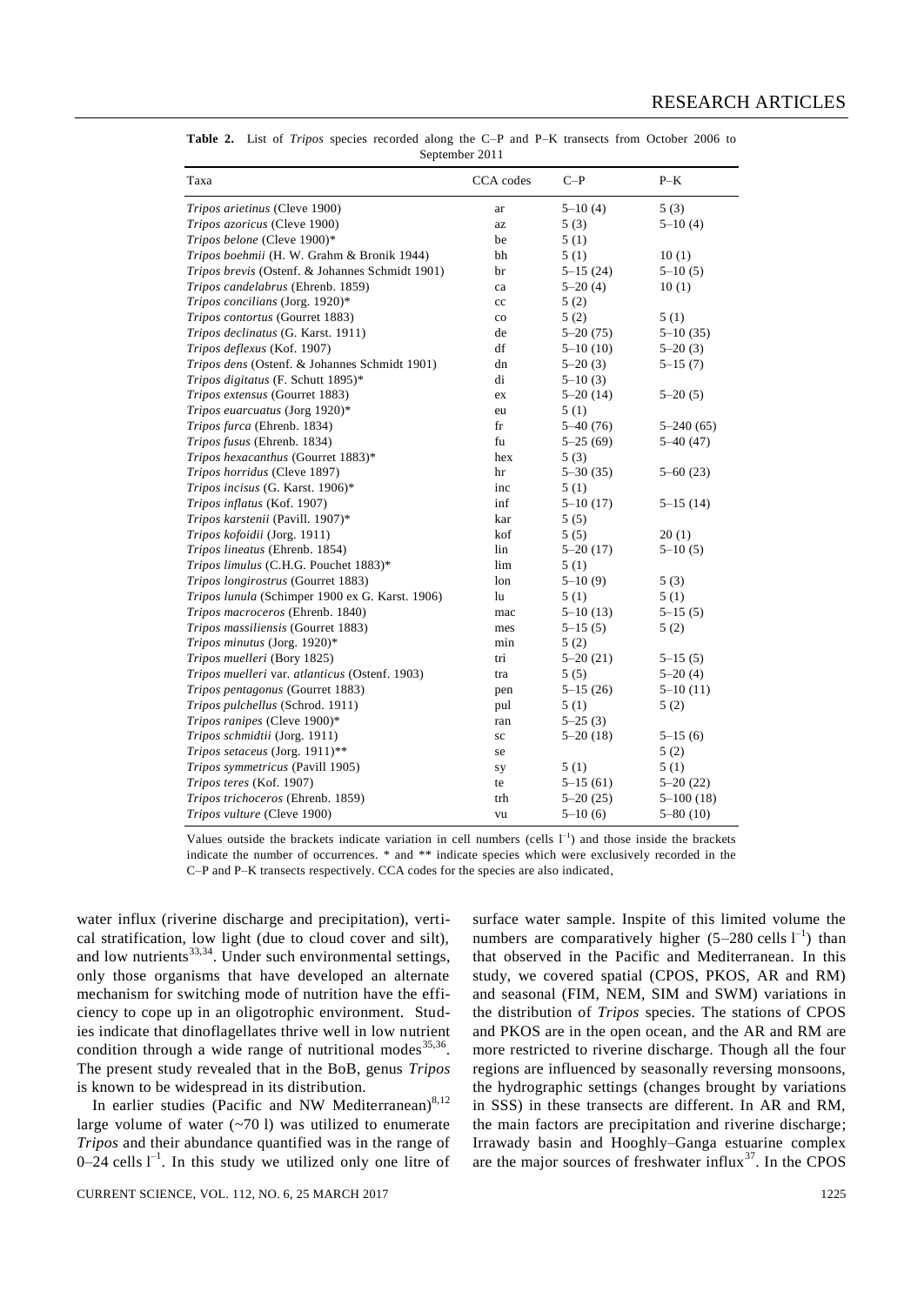**Table 2.** List of *Tripos* species recorded along the C–P and P–K transects from October 2006 to September 2011

| Taxa | CCA codes | C–P | P–K |
|---|---|---|---|
| *Tripos arietinus* (Cleve 1900) | ar | 5–10 (4) | 5 (3) |
| *Tripos azoricus* (Cleve 1900) | az | 5 (3) | 5–10 (4) |
| *Tripos belone* (Cleve 1900)* | be | 5 (1) | |
| *Tripos boehmii* (H. W. Graham & Bronik 1944) | bh | 5 (1) | 10 (1) |
| *Tripos brevis* (Ostenf. & Johannes Schmidt 1901) | br | 5–15 (24) | 5–10 (5) |
| *Tripos candelabrus* (Ehrenb. 1859) | ca | 5–20 (4) | 10 (1) |
| *Tripos concilians* (Jorg. 1920)* | cc | 5 (2) | |
| *Tripos contortus* (Gourret 1883) | co | 5 (2) | 5 (1) |
| *Tripos declinatus* (G. Karst. 1911) | de | 5–20 (75) | 5–10 (35) |
| *Tripos deflexus* (Kof. 1907) | df | 5–10 (10) | 5–20 (3) |
| *Tripos dens* (Ostenf. & Johannes Schmidt 1901) | dn | 5–20 (3) | 5–15 (7) |
| *Tripos digitatus* (F. Schutt 1895)* | di | 5–10 (3) | |
| *Tripos extensus* (Gourret 1883) | ex | 5–20 (14) | 5–20 (5) |
| *Tripos euarcuatus* (Jorg 1920)* | eu | 5 (1) | |
| *Tripos furca* (Ehrenb. 1834) | fr | 5–40 (76) | 5–240 (65) |
| *Tripos fusus* (Ehrenb. 1834) | fu | 5–25 (69) | 5–40 (47) |
| *Tripos hexacanthus* (Gourret 1883)* | hex | 5 (3) | |
| *Tripos horridus* (Cleve 1897) | hr | 5–30 (35) | 5–60 (23) |
| *Tripos incisus* (G. Karst. 1906)* | inc | 5 (1) | |
| *Tripos inflatus* (Kof. 1907) | inf | 5–10 (17) | 5–15 (14) |
| *Tripos karstenii* (Pavill. 1907)* | kar | 5 (5) | |
| *Tripos kofoidii* (Jorg. 1911) | kof | 5 (5) | 20 (1) |
| *Tripos lineatus* (Ehrenb. 1854) | lin | 5–20 (17) | 5–10 (5) |
| *Tripos limulus* (C.H.G. Pouchet 1883)* | lim | 5 (1) | |
| *Tripos longirostrus* (Gourret 1883) | lon | 5–10 (9) | 5 (3) |
| *Tripos lunula* (Schimper 1900 ex G. Karst. 1906) | lu | 5 (1) | 5 (1) |
| *Tripos macroceros* (Ehrenb. 1840) | mac | 5–10 (13) | 5–15 (5) |
| *Tripos massiliensis* (Gourret 1883) | mes | 5–15 (5) | 5 (2) |
| *Tripos minutus* (Jorg. 1920)* | min | 5 (2) | |
| *Tripos muelleri* (Bory 1825) | tri | 5–20 (21) | 5–15 (5) |
| *Tripos muelleri* var. *atlanticus* (Ostenf. 1903) | tra | 5 (5) | 5–20 (4) |
| *Tripos pentagonus* (Gourret 1883) | pen | 5–15 (26) | 5–10 (11) |
| *Tripos pulchellus* (Schrod. 1911) | pul | 5 (1) | 5 (2) |
| *Tripos ranipes* (Cleve 1900)* | ran | 5–25 (3) | |
| *Tripos schmidtii* (Jorg. 1911) | sc | 5–20 (18) | 5–15 (6) |
| *Tripos setaceus* (Jorg. 1911)** | se | | 5 (2) |
| *Tripos symmetricus* (Pavill 1905) | sy | 5 (1) | 5 (1) |
| *Tripos teres* (Kof. 1907) | te | 5–15 (61) | 5–20 (22) |
| *Tripos trichoceros* (Ehrenb. 1859) | trh | 5–20 (25) | 5–100 (18) |
| *Tripos vulture* (Cleve 1900) | vu | 5–10 (6) | 5–80 (10) |

Values outside the brackets indicate variation in cell numbers (cells $l^{-1}$) and those inside the brackets indicate the number of occurrences. * and ** indicate species which were exclusively recorded in the C–P and P–K transects respectively. CCA codes for the species are also indicated,

water influx (riverine discharge and precipitation), vertical stratification, low light (due to cloud cover and silt), and low nutrients[33,34]. Under such environmental settings, only those organisms that have developed an alternate mechanism for switching mode of nutrition have the efficiency to cope up in an oligotrophic environment. Studies indicate that dinoflagellates thrive well in low nutrient condition through a wide range of nutritional modes[35,36]. The present study revealed that in the BoB, genus *Tripos* is known to be widespread in its distribution.

In earlier studies (Pacific and NW Mediterranean)[8,12] large volume of water (~70 l) was utilized to enumerate *Tripos* and their abundance quantified was in the range of 0–24 cells $l^{-1}$. In this study we utilized only one litre of surface water sample. Inspite of this limited volume the numbers are comparatively higher (5–280 cells $l^{-1}$) than that observed in the Pacific and Mediterranean. In this study, we covered spatial (CPOS, PKOS, AR and RM) and seasonal (FIM, NEM, SIM and SWM) variations in the distribution of *Tripos* species. The stations of CPOS and PKOS are in the open ocean, and the AR and RM are more restricted to riverine discharge. Though all the four regions are influenced by seasonally reversing monsoons, the hydrographic settings (changes brought by variations in SSS) in these transects are different. In AR and RM, the main factors are precipitation and riverine discharge; Irrawady basin and Hooghly–Ganga estuarine complex are the major sources of freshwater influx[37]. In the CPOS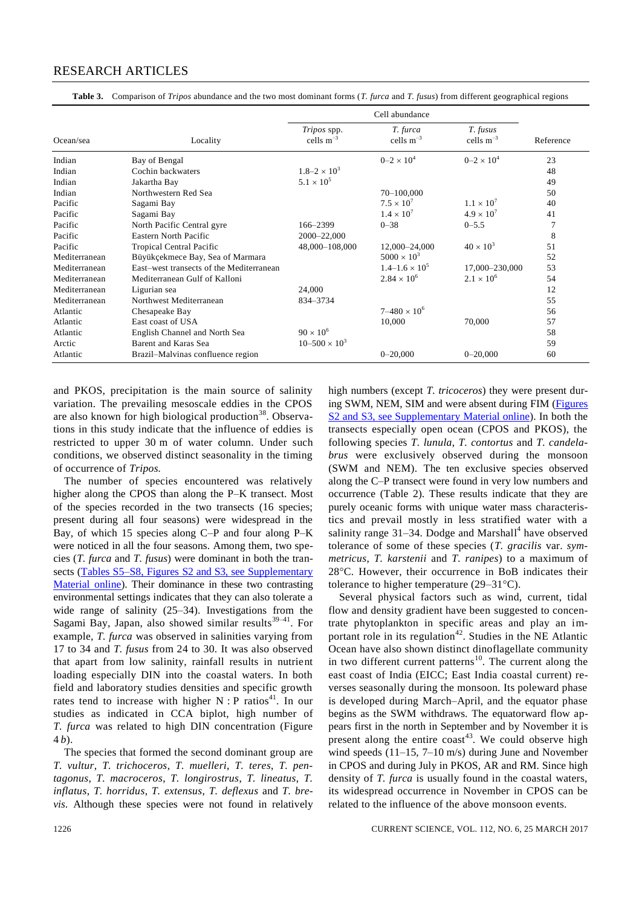**Table 3.** Comparison of *Tripos* abundance and the two most dominant forms (*T. furca* and *T. fusus*) from different geographical regions

| Ocean/sea | Locality | Cell abundance | | | Reference |
|---|---|---|---|---|---|
| | | *Tripos* spp. cells $m^{-3}$ | *T. furca* cells $m^{-3}$ | *T. fusus* cells $m^{-3}$ | |
| Indian | Bay of Bengal | | $0–2 \times 10^4$ | $0–2 \times 10^4$ | 23 |
| Indian | Cochin backwaters | $1.8–2 \times 10^3$ | | | 48 |
| Indian | Jakartha Bay | $5.1 \times 10^5$ | | | 49 |
| Indian | Northwestern Red Sea | | 70–100,000 | | 50 |
| Pacific | Sagami Bay | | $7.5 \times 10^7$ | $1.1 \times 10^7$ | 40 |
| Pacific | Sagami Bay | | $1.4 \times 10^7$ | $4.9 \times 10^7$ | 41 |
| Pacific | North Pacific Central gyre | 166–2399 | 0–38 | 0–5.5 | 7 |
| Pacific | Eastern North Pacific | 2000–22,000 | | | 8 |
| Pacific | Tropical Central Pacific | 48,000–108,000 | 12,000–24,000 | $40 \times 10^3$ | 51 |
| Mediterranean | Büyükçekmece Bay, Sea of Marmara | | $5000 \times 10^3$ | | 52 |
| Mediterranean | East–west transects of the Mediterranean | | $1.4–1.6 \times 10^5$ | 17,000–230,000 | 53 |
| Mediterranean | Mediterranean Gulf of Kalloni | | $2.84 \times 10^6$ | $2.1 \times 10^6$ | 54 |
| Mediterranean | Ligurian sea | 24,000 | | | 12 |
| Mediterranean | Northwest Mediterranean | 834–3734 | | | 55 |
| Atlantic | Chesapeake Bay | | $7–480 \times 10^6$ | | 56 |
| Atlantic | East coast of USA | | 10,000 | 70,000 | 57 |
| Atlantic | English Channel and North Sea | $90 \times 10^6$ | | | 58 |
| Arctic | Barent and Karas Sea | $10–500 \times 10^3$ | | | 59 |
| Atlantic | Brazil–Malvinas confluence region | | 0–20,000 | 0–20,000 | 60 |

and PKOS, precipitation is the main source of salinity variation. The prevailing mesoscale eddies in the CPOS are also known for high biological production[38]. Observations in this study indicate that the influence of eddies is restricted to upper 30 m of water column. Under such conditions, we observed distinct seasonality in the timing of occurrence of *Tripos*.

The number of species encountered was relatively higher along the CPOS than along the P–K transect. Most of the species recorded in the two transects (16 species; present during all four seasons) were widespread in the Bay, of which 15 species along C–P and four along P–K were noticed in all the four seasons. Among them, two species (*T. furca* and *T. fusus*) were dominant in both the transects (Tables S5–S8, Figures S2 and S3, see Supplementary Material online). Their dominance in these two contrasting environmental settings indicates that they can also tolerate a wide range of salinity (25–34). Investigations from the Sagami Bay, Japan, also showed similar results[39–41]. For example, *T. furca* was observed in salinities varying from 17 to 34 and *T. fusus* from 24 to 30. It was also observed that apart from low salinity, rainfall results in nutrient loading especially DIN into the coastal waters. In both field and laboratory studies densities and specific growth rates tend to increase with higher N : P ratios[41]. In our studies as indicated in CCA biplot, high number of *T. furca* was related to high DIN concentration (Figure 4 *b*).

The species that formed the second dominant group are *T. vultur*, *T. trichoceros*, *T. muelleri*, *T. teres*, *T. pentagonus*, *T. macroceros*, *T. longirostrus*, *T. lineatus*, *T. inflatus*, *T. horridus*, *T. extensus*, *T. deflexus* and *T. brevis*. Although these species were not found in relatively high numbers (except *T. tricoceros*) they were present during SWM, NEM, SIM and were absent during FIM (Figures S2 and S3, see Supplementary Material online). In both the transects especially open ocean (CPOS and PKOS), the following species *T. lunula*, *T. contortus* and *T. candelabrus* were exclusively observed during the monsoon (SWM and NEM). The ten exclusive species observed along the C–P transect were found in very low numbers and occurrence (Table 2). These results indicate that they are purely oceanic forms with unique water mass characteristics and prevail mostly in less stratified water with a salinity range 31–34. Dodge and Marshall[4] have observed tolerance of some of these species (*T. gracilis* var. *symmetricus*, *T. karstenii* and *T. ranipes*) to a maximum of 28°C. However, their occurrence in BoB indicates their tolerance to higher temperature (29–31°C).

Several physical factors such as wind, current, tidal flow and density gradient have been suggested to concentrate phytoplankton in specific areas and play an important role in its regulation[42]. Studies in the NE Atlantic Ocean have also shown distinct dinoflagellate community in two different current patterns[10]. The current along the east coast of India (EICC; East India coastal current) reverses seasonally during the monsoon. Its poleward phase is developed during March–April, and the equator phase begins as the SWM withdraws. The equatorward flow appears first in the north in September and by November it is present along the entire coast[43]. We could observe high wind speeds (11–15, 7–10 m/s) during June and November in CPOS and during July in PKOS, AR and RM. Since high density of *T. furca* is usually found in the coastal waters, its widespread occurrence in November in CPOS can be related to the influence of the above monsoon events.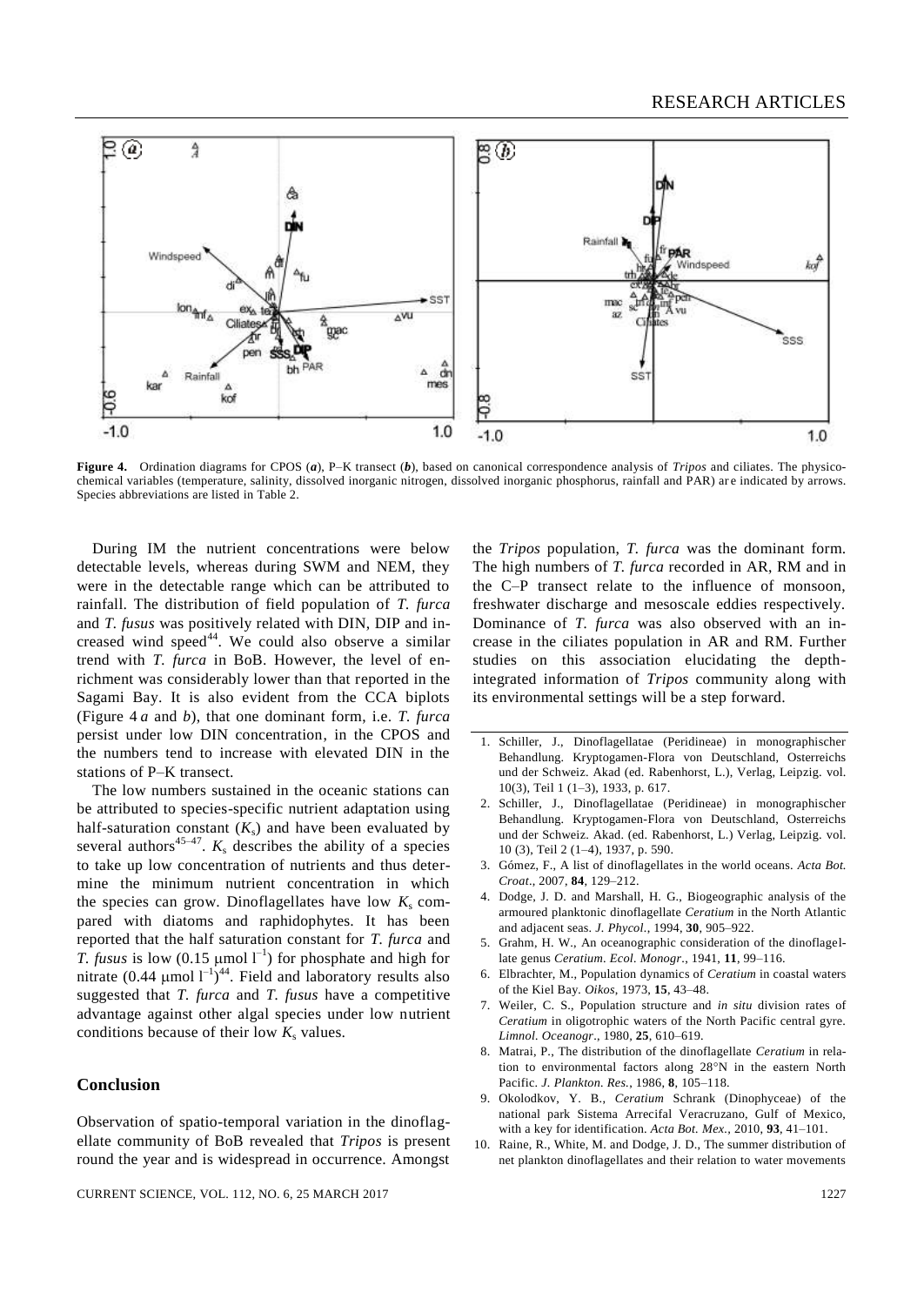**Figure 4.** Ordination diagrams for CPOS (***a***), P–K transect (***b***), based on canonical correspondence analysis of *Tripos* and ciliates. The physicochemical variables (temperature, salinity, dissolved inorganic nitrogen, dissolved inorganic phosphorus, rainfall and PAR) are indicated by arrows. Species abbreviations are listed in Table 2.

During IM the nutrient concentrations were below detectable levels, whereas during SWM and NEM, they were in the detectable range which can be attributed to rainfall. The distribution of field population of *T. furca* and *T. fusus* was positively related with DIN, DIP and increased wind speed[44]. We could also observe a similar trend with *T. furca* in BoB. However, the level of enrichment was considerably lower than that reported in the Sagami Bay. It is also evident from the CCA biplots (Figure 4 *a* and *b*), that one dominant form, i.e. *T. furca* persist under low DIN concentration, in the CPOS and the numbers tend to increase with elevated DIN in the stations of P–K transect.

The low numbers sustained in the oceanic stations can be attributed to species-specific nutrient adaptation using half-saturation constant ($K_s$) and have been evaluated by several authors[45–47]. $K_s$ describes the ability of a species to take up low concentration of nutrients and thus determine the minimum nutrient concentration in which the species can grow. Dinoflagellates have low $K_s$ compared with diatoms and raphidophytes. It has been reported that the half saturation constant for *T. furca* and *T. fusus* is low (0.15 $\mu$mol $l^{-1}$) for phosphate and high for nitrate (0.44 $\mu$mol $l^{-1}$)[44]. Field and laboratory results also suggested that *T. furca* and *T. fusus* have a competitive advantage against other algal species under low nutrient conditions because of their low $K_s$ values.

## Conclusion

Observation of spatio-temporal variation in the dinoflagellate community of BoB revealed that *Tripos* is present round the year and is widespread in occurrence. Amongst the *Tripos* population, *T. furca* was the dominant form. The high numbers of *T. furca* recorded in AR, RM and in the C–P transect relate to the influence of monsoon, freshwater discharge and mesoscale eddies respectively. Dominance of *T. furca* was also observed with an increase in the ciliates population in AR and RM. Further studies on this association elucidating the depth-integrated information of *Tripos* community along with its environmental settings will be a step forward.

1. Schiller, J., Dinoflagellatae (Peridineae) in monographischer Behandlung. Kryptogamen-Flora von Deutschland, Osterreichs und der Schweiz. Akad (ed. Rabenhorst, L.), Verlag, Leipzig. vol. 10(3), Teil 1 (1–3), 1933, p. 617.
2. Schiller, J., Dinoflagellatae (Peridineae) in monographischer Behandlung. Kryptogamen-Flora von Deutschland, Osterreichs und der Schweiz. Akad. (ed. Rabenhorst, L.) Verlag, Leipzig. vol. 10 (3), Teil 2 (1–4), 1937, p. 590.
3. Gómez, F., A list of dinoflagellates in the world oceans. *Acta Bot. Croat.*, 2007, **84**, 129–212.
4. Dodge, J. D. and Marshall, H. G., Biogeographic analysis of the armoured planktonic dinoflagellate *Ceratium* in the North Atlantic and adjacent seas. *J. Phycol.*, 1994, **30**, 905–922.
5. Grahm, H. W., An oceanographic consideration of the dinoflagellate genus *Ceratium*. *Ecol. Monogr.*, 1941, **11**, 99–116.
6. Elbrachter, M., Population dynamics of *Ceratium* in coastal waters of the Kiel Bay. *Oikos*, 1973, **15**, 43–48.
7. Weiler, C. S., Population structure and *in situ* division rates of *Ceratium* in oligotrophic waters of the North Pacific central gyre. *Limnol. Oceanogr.*, 1980, **25**, 610–619.
8. Matrai, P., The distribution of the dinoflagellate *Ceratium* in relation to environmental factors along 28°N in the eastern North Pacific. *J. Plankton. Res.*, 1986, **8**, 105–118.
9. Okolodkov, Y. B., *Ceratium* Schrank (Dinophyceae) of the national park Sistema Arrecifal Veracruzano, Gulf of Mexico, with a key for identification. *Acta Bot. Mex.*, 2010, **93**, 41–101.
10. Raine, R., White, M. and Dodge, J. D., The summer distribution of net plankton dinoflagellates and their relation to water movements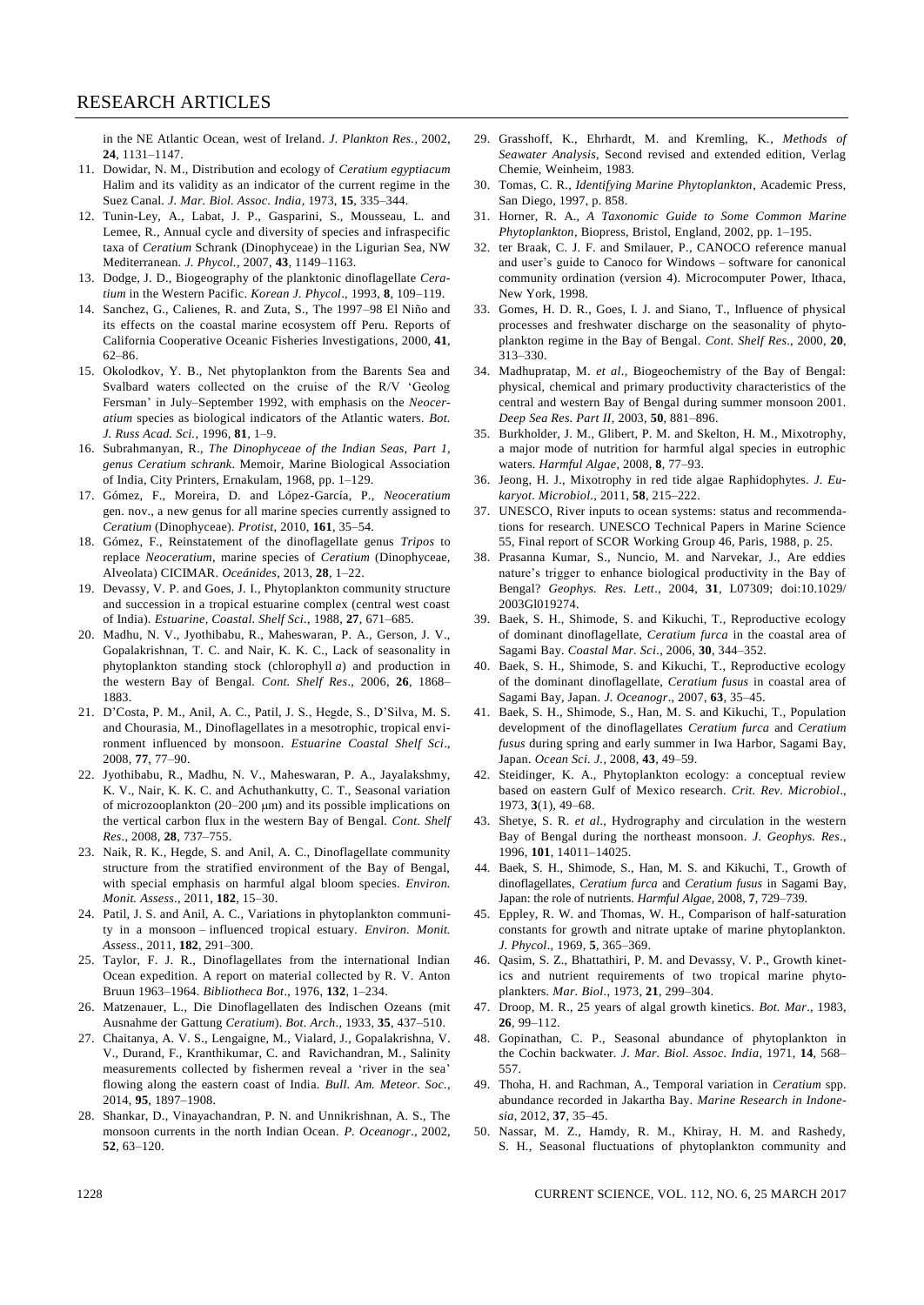in the NE Atlantic Ocean, west of Ireland. *J. Plankton Res.*, 2002, **24**, 1131–1147.

11. Dowidar, N. M., Distribution and ecology of *Ceratium egyptiacum* Halim and its validity as an indicator of the current regime in the Suez Canal. *J. Mar. Biol. Assoc. India*, 1973, **15**, 335–344.
12. Tunin-Ley, A., Labat, J. P., Gasparini, S., Mousseau, L. and Lemee, R., Annual cycle and diversity of species and infraspecific taxa of *Ceratium* Schrank (Dinophyceae) in the Ligurian Sea, NW Mediterranean. *J. Phycol.*, 2007, **43**, 1149–1163.
13. Dodge, J. D., Biogeography of the planktonic dinoflagellate *Ceratium* in the Western Pacific. *Korean J. Phycol*., 1993, **8**, 109–119.
14. Sanchez, G., Calienes, R. and Zuta, S., The 1997–98 El Niño and its effects on the coastal marine ecosystem off Peru. Reports of California Cooperative Oceanic Fisheries Investigations, 2000, **41**, 62–86.
15. Okolodkov, Y. B., Net phytoplankton from the Barents Sea and Svalbard waters collected on the cruise of the R/V 'Geolog Fersman' in July–September 1992, with emphasis on the *Neoceratium* species as biological indicators of the Atlantic waters. *Bot. J. Russ Acad. Sci.*, 1996, **81**, 1–9.
16. Subrahmanyan, R., *The Dinophyceae of the Indian Seas, Part 1, genus Ceratium schrank*. Memoir, Marine Biological Association of India, City Printers, Ernakulam, 1968, pp. 1–129.
17. Gómez, F., Moreira, D. and López-García, P., *Neoceratium* gen. nov., a new genus for all marine species currently assigned to *Ceratium* (Dinophyceae). *Protist*, 2010, **161**, 35–54.
18. Gómez, F., Reinstatement of the dinoflagellate genus *Tripos* to replace *Neoceratium*, marine species of *Ceratium* (Dinophyceae, Alveolata) CICIMAR. *Oceánides*, 2013, **28**, 1–22.
19. Devassy, V. P. and Goes, J. I., Phytoplankton community structure and succession in a tropical estuarine complex (central west coast of India). *Estuarine, Coastal. Shelf Sci.*, 1988, **27**, 671–685.
20. Madhu, N. V., Jyothibabu, R., Maheswaran, P. A., Gerson, J. V., Gopalakrishnan, T. C. and Nair, K. K. C., Lack of seasonality in phytoplankton standing stock (chlorophyll *a*) and production in the western Bay of Bengal. *Cont. Shelf Res*., 2006, **26**, 1868–1883.
21. D'Costa, P. M., Anil, A. C., Patil, J. S., Hegde, S., D'Silva, M. S. and Chourasia, M., Dinoflagellates in a mesotrophic, tropical environment influenced by monsoon. *Estuarine Coastal Shelf Sci*., 2008, **77**, 77–90.
22. Jyothibabu, R., Madhu, N. V., Maheswaran, P. A., Jayalakshmy, K. V., Nair, K. K. C. and Achuthankutty, C. T., Seasonal variation of microzooplankton (20–200 μm) and its possible implications on the vertical carbon flux in the western Bay of Bengal. *Cont. Shelf Res*., 2008, **28**, 737–755.
23. Naik, R. K., Hegde, S. and Anil, A. C., Dinoflagellate community structure from the stratified environment of the Bay of Bengal, with special emphasis on harmful algal bloom species. *Environ. Monit. Assess*., 2011, **182**, 15–30.
24. Patil, J. S. and Anil, A. C., Variations in phytoplankton community in a monsoon – influenced tropical estuary. *Environ. Monit. Assess*., 2011, **182**, 291–300.
25. Taylor, F. J. R., Dinoflagellates from the international Indian Ocean expedition. A report on material collected by R. V. Anton Bruun 1963–1964. *Bibliotheca Bot*., 1976, **132**, 1–234.
26. Matzenauer, L., Die Dinoflagellaten des Indischen Ozeans (mit Ausnahme der Gattung *Ceratium*). *Bot. Arch*., 1933, **35**, 437–510.
27. Chaitanya, A. V. S., Lengaigne, M., Vialard, J., Gopalakrishna, V. V., Durand, F., Kranthikumar, C. and Ravichandran, M., Salinity measurements collected by fishermen reveal a 'river in the sea' flowing along the eastern coast of India. *Bull. Am. Meteor. Soc.*, 2014, **95**, 1897–1908.
28. Shankar, D., Vinayachandran, P. N. and Unnikrishnan, A. S., The monsoon currents in the north Indian Ocean. *P. Oceanogr*., 2002, **52**, 63–120.
29. Grasshoff, K., Ehrhardt, M. and Kremling, K., *Methods of Seawater Analysis*, Second revised and extended edition, Verlag Chemie, Weinheim, 1983.
30. Tomas, C. R., *Identifying Marine Phytoplankton*, Academic Press, San Diego, 1997, p. 858.
31. Horner, R. A., *A Taxonomic Guide to Some Common Marine Phytoplankton*, Biopress, Bristol, England, 2002, pp. 1–195.
32. ter Braak, C. J. F. and Smilauer, P., CANOCO reference manual and user's guide to Canoco for Windows – software for canonical community ordination (version 4). Microcomputer Power, Ithaca, New York, 1998.
33. Gomes, H. D. R., Goes, I. J. and Siano, T., Influence of physical processes and freshwater discharge on the seasonality of phytoplankton regime in the Bay of Bengal. *Cont. Shelf Res*., 2000, **20**, 313–330.
34. Madhupratap, M. *et al*., Biogeochemistry of the Bay of Bengal: physical, chemical and primary productivity characteristics of the central and western Bay of Bengal during summer monsoon 2001. *Deep Sea Res. Part II*, 2003, **50**, 881–896.
35. Burkholder, J. M., Glibert, P. M. and Skelton, H. M., Mixotrophy, a major mode of nutrition for harmful algal species in eutrophic waters. *Harmful Algae*, 2008, **8**, 77–93.
36. Jeong, H. J., Mixotrophy in red tide algae Raphidophytes. *J. Eukaryot. Microbiol.*, 2011, **58**, 215–222.
37. UNESCO, River inputs to ocean systems: status and recommendations for research. UNESCO Technical Papers in Marine Science 55, Final report of SCOR Working Group 46, Paris, 1988, p. 25.
38. Prasanna Kumar, S., Nuncio, M. and Narvekar, J., Are eddies nature's trigger to enhance biological productivity in the Bay of Bengal? *Geophys. Res. Lett*., 2004, **31**, L07309; doi:10.1029/2003Gl019274.
39. Baek, S. H., Shimode, S. and Kikuchi, T., Reproductive ecology of dominant dinoflagellate, *Ceratium furca* in the coastal area of Sagami Bay. *Coastal Mar. Sci*., 2006, **30**, 344–352.
40. Baek, S. H., Shimode, S. and Kikuchi, T., Reproductive ecology of the dominant dinoflagellate, *Ceratium fusus* in coastal area of Sagami Bay, Japan. *J. Oceanogr*., 2007, **63**, 35–45.
41. Baek, S. H., Shimode, S., Han, M. S. and Kikuchi, T., Population development of the dinoflagellates *Ceratium furca* and *Ceratium fusus* during spring and early summer in Iwa Harbor, Sagami Bay, Japan. *Ocean Sci. J.*, 2008, **43**, 49–59.
42. Steidinger, K. A., Phytoplankton ecology: a conceptual review based on eastern Gulf of Mexico research. *Crit. Rev. Microbiol*., 1973, **3**(1), 49–68.
43. Shetye, S. R. *et al*., Hydrography and circulation in the western Bay of Bengal during the northeast monsoon. *J. Geophys. Res*., 1996, **101**, 14011–14025.
44. Baek, S. H., Shimode, S., Han, M. S. and Kikuchi, T., Growth of dinoflagellates, *Ceratium furca* and *Ceratium fusus* in Sagami Bay, Japan: the role of nutrients. *Harmful Algae*, 2008, **7**, 729–739.
45. Eppley, R. W. and Thomas, W. H., Comparison of half-saturation constants for growth and nitrate uptake of marine phytoplankton. *J. Phycol*., 1969, **5**, 365–369.
46. Qasim, S. Z., Bhattathiri, P. M. and Devassy, V. P., Growth kinetics and nutrient requirements of two tropical marine phytoplankters. *Mar. Biol*., 1973, **21**, 299–304.
47. Droop, M. R., 25 years of algal growth kinetics. *Bot. Mar*., 1983, **26**, 99–112.
48. Gopinathan, C. P., Seasonal abundance of phytoplankton in the Cochin backwater. *J. Mar. Biol. Assoc. India*, 1971, **14**, 568–557.
49. Thoha, H. and Rachman, A., Temporal variation in *Ceratium* spp. abundance recorded in Jakartha Bay. *Marine Research in Indonesia*, 2012, **37**, 35–45.
50. Nassar, M. Z., Hamdy, R. M., Khiray, H. M. and Rashedy, S. H., Seasonal fluctuations of phytoplankton community and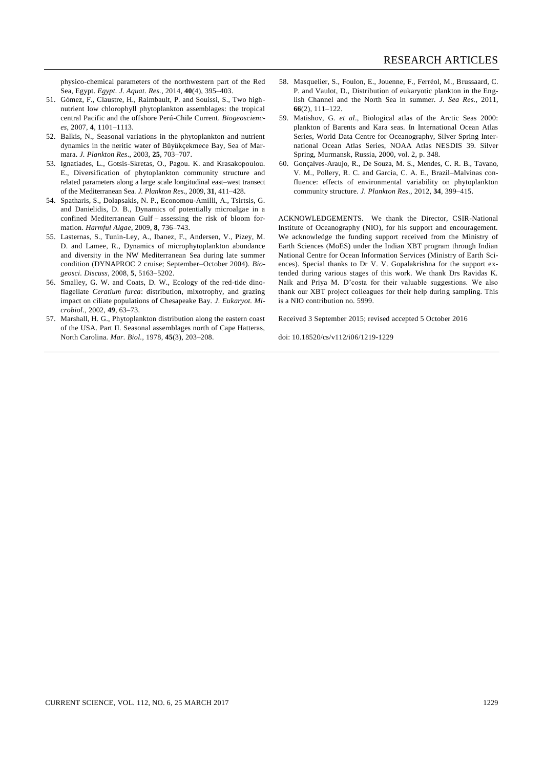physico-chemical parameters of the northwestern part of the Red Sea, Egypt. *Egypt. J. Aquat. Res.*, 2014, **40**(4), 395–403.

51. Gómez, F., Claustre, H., Raimbault, P. and Souissi, S., Two high-nutrient low chlorophyll phytoplankton assemblages: the tropical central Pacific and the offshore Perú-Chile Current. *Biogeosciences*, 2007, **4**, 1101–1113.
52. Balkis, N., Seasonal variations in the phytoplankton and nutrient dynamics in the neritic water of Büyükçekmece Bay, Sea of Marmara. *J. Plankton Res*., 2003, **25**, 703–707.
53. Ignatiades, L., Gotsis-Skretas, O., Pagou. K. and Krasakopoulou. E., Diversification of phytoplankton community structure and related parameters along a large scale longitudinal east–west transect of the Mediterranean Sea. *J. Plankton Res*., 2009, **31**, 411–428.
54. Spatharis, S., Dolapsakis, N. P., Economou-Amilli, A., Tsirtsis, G. and Danielidis, D. B., Dynamics of potentially microalgae in a confined Mediterranean Gulf – assessing the risk of bloom formation. *Harmful Algae*, 2009, **8**, 736–743.
55. Lasternas, S., Tunin-Ley, A., Ibanez, F., Andersen, V., Pizey, M. D. and Lamee, R., Dynamics of microphytoplankton abundance and diversity in the NW Mediterranean Sea during late summer condition (DYNAPROC 2 cruise; September–October 2004). *Biogeosci. Discuss*, 2008, **5**, 5163–5202.
56. Smalley, G. W. and Coats, D. W., Ecology of the red-tide dinoflagellate *Ceratium furca*: distribution, mixotrophy, and grazing impact on ciliate populations of Chesapeake Bay. *J. Eukaryot. Microbiol*., 2002, **49**, 63–73.
57. Marshall, H. G., Phytoplankton distribution along the eastern coast of the USA. Part II. Seasonal assemblages north of Cape Hatteras, North Carolina. *Mar. Biol.*, 1978, **45**(3), 203–208.
58. Masquelier, S., Foulon, E., Jouenne, F., Ferréol, M., Brussaard, C. P. and Vaulot, D., Distribution of eukaryotic plankton in the English Channel and the North Sea in summer. *J. Sea Res.*, 2011, **66**(2), 111–122.
59. Matishov, G. *et al*., Biological atlas of the Arctic Seas 2000: plankton of Barents and Kara seas. In International Ocean Atlas Series, World Data Centre for Oceanography, Silver Spring International Ocean Atlas Series, NOAA Atlas NESDIS 39. Silver Spring, Murmansk, Russia, 2000, vol. 2, p. 348.
60. Gonçalves-Araujo, R., De Souza, M. S., Mendes, C. R. B., Tavano, V. M., Pollery, R. C. and Garcia, C. A. E., Brazil–Malvinas confluence: effects of environmental variability on phytoplankton community structure. *J. Plankton Res*., 2012, **34**, 399–415.

ACKNOWLEDGEMENTS. We thank the Director, CSIR-National Institute of Oceanography (NIO), for his support and encouragement. We acknowledge the funding support received from the Ministry of Earth Sciences (MoES) under the Indian XBT program through Indian National Centre for Ocean Information Services (Ministry of Earth Sciences). Special thanks to Dr V. V. Gopalakrishna for the support extended during various stages of this work. We thank Drs Ravidas K. Naik and Priya M. D'costa for their valuable suggestions. We also thank our XBT project colleagues for their help during sampling. This is a NIO contribution no. 5999.

Received 3 September 2015; revised accepted 5 October 2016

doi: 10.18520/cs/v112/i06/1219-1229